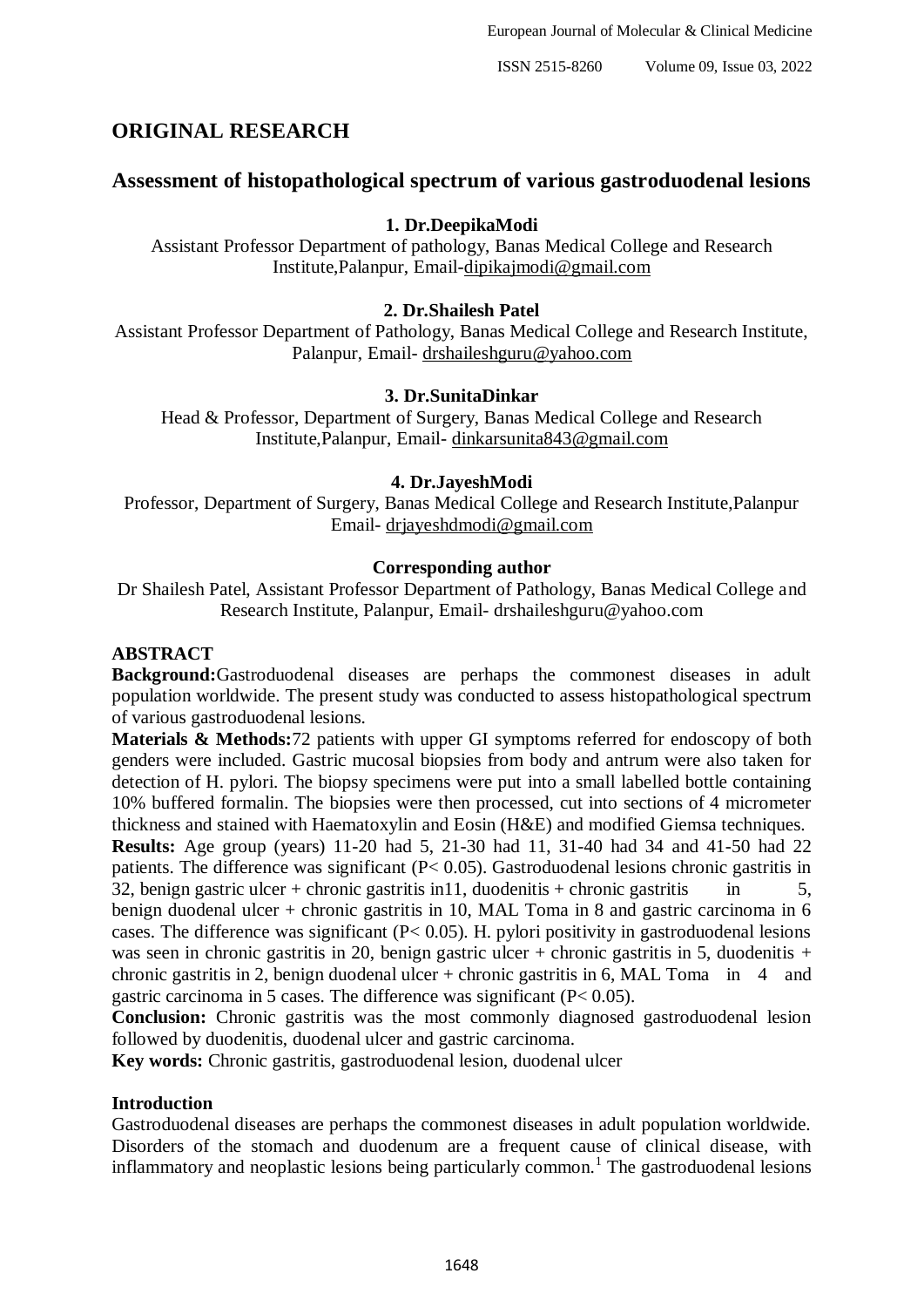## ORIGINAL RESEARCH

# Assessment of histopathological spectrum of various gastroduodenal lesions

**1. Dr.DeepikaModi**

Assistant Professor Department of pathology, Banas Medical College and Research Institute,Palanpur, Email-dipikajmodi@gmail.com

**2. Dr.Shailesh Patel**

Assistant Professor Department of Pathology, Banas Medical College and Research Institute, Palanpur, Email- drshaileshguru@yahoo.com

**3. Dr.SunitaDinkar**

Head & Professor, Department of Surgery, Banas Medical College and Research Institute,Palanpur, Email- dinkarsunita843@gmail.com

**4. Dr.JayeshModi**

Professor, Department of Surgery, Banas Medical College and Research Institute,Palanpur Email- drjayeshdmodi@gmail.com

**Corresponding author**

Dr Shailesh Patel, Assistant Professor Department of Pathology, Banas Medical College and Research Institute, Palanpur, Email- drshaileshguru@yahoo.com

**ABSTRACT**

**Background:**Gastroduodenal diseases are perhaps the commonest diseases in adult population worldwide. The present study was conducted to assess histopathological spectrum of various gastroduodenal lesions.

**Materials & Methods:**72 patients with upper GI symptoms referred for endoscopy of both genders were included. Gastric mucosal biopsies from body and antrum were also taken for detection of H. pylori. The biopsy specimens were put into a small labelled bottle containing 10% buffered formalin. The biopsies were then processed, cut into sections of 4 micrometer thickness and stained with Haematoxylin and Eosin (H&E) and modified Giemsa techniques.

**Results:** Age group (years) 11-20 had 5, 21-30 had 11, 31-40 had 34 and 41-50 had 22 patients. The difference was significant ($P< 0.05$). Gastroduodenal lesions chronic gastritis in 32, benign gastric ulcer + chronic gastritis in11, duodenitis + chronic gastritis in 5, benign duodenal ulcer + chronic gastritis in 10, MAL Toma in 8 and gastric carcinoma in 6 cases. The difference was significant ($P< 0.05$). H. pylori positivity in gastroduodenal lesions was seen in chronic gastritis in 20, benign gastric ulcer + chronic gastritis in 5, duodenitis + chronic gastritis in 2, benign duodenal ulcer + chronic gastritis in 6, MAL Toma in 4 and gastric carcinoma in 5 cases. The difference was significant ($P< 0.05$).

**Conclusion:** Chronic gastritis was the most commonly diagnosed gastroduodenal lesion followed by duodenitis, duodenal ulcer and gastric carcinoma.

**Key words:** Chronic gastritis, gastroduodenal lesion, duodenal ulcer

## Introduction

Gastroduodenal diseases are perhaps the commonest diseases in adult population worldwide. Disorders of the stomach and duodenum are a frequent cause of clinical disease, with inflammatory and neoplastic lesions being particularly common.[1] The gastroduodenal lesions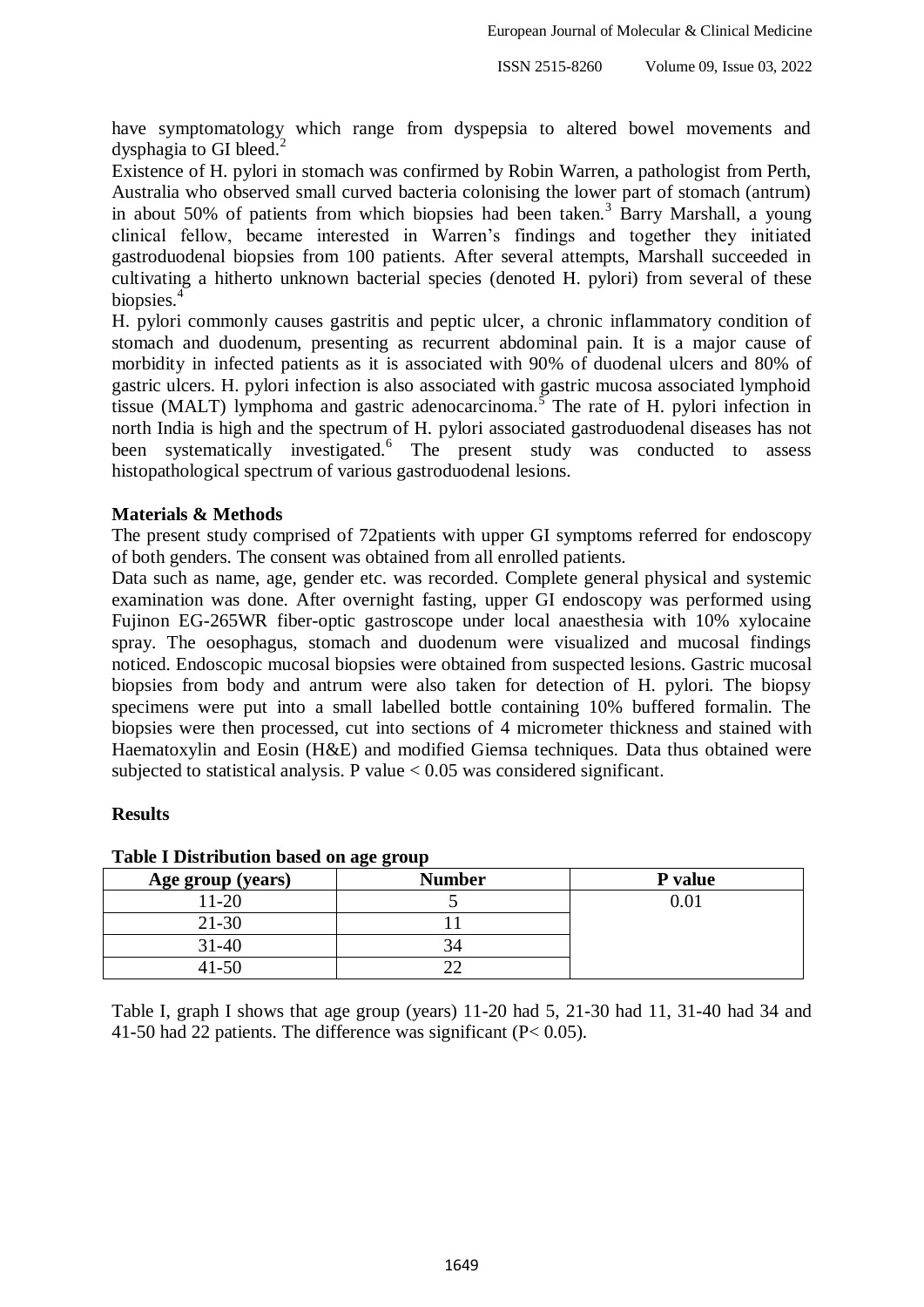have symptomatology which range from dyspepsia to altered bowel movements and dysphagia to GI bleed.[2]

Existence of H. pylori in stomach was confirmed by Robin Warren, a pathologist from Perth, Australia who observed small curved bacteria colonising the lower part of stomach (antrum) in about 50% of patients from which biopsies had been taken.[3] Barry Marshall, a young clinical fellow, became interested in Warren's findings and together they initiated gastroduodenal biopsies from 100 patients. After several attempts, Marshall succeeded in cultivating a hitherto unknown bacterial species (denoted H. pylori) from several of these biopsies.[4]

H. pylori commonly causes gastritis and peptic ulcer, a chronic inflammatory condition of stomach and duodenum, presenting as recurrent abdominal pain. It is a major cause of morbidity in infected patients as it is associated with 90% of duodenal ulcers and 80% of gastric ulcers. H. pylori infection is also associated with gastric mucosa associated lymphoid tissue (MALT) lymphoma and gastric adenocarcinoma.[5] The rate of H. pylori infection in north India is high and the spectrum of H. pylori associated gastroduodenal diseases has not been systematically investigated.[6] The present study was conducted to assess histopathological spectrum of various gastroduodenal lesions.

## Materials & Methods

The present study comprised of 72patients with upper GI symptoms referred for endoscopy of both genders. The consent was obtained from all enrolled patients.

Data such as name, age, gender etc. was recorded. Complete general physical and systemic examination was done. After overnight fasting, upper GI endoscopy was performed using Fujinon EG-265WR fiber-optic gastroscope under local anaesthesia with 10% xylocaine spray. The oesophagus, stomach and duodenum were visualized and mucosal findings noticed. Endoscopic mucosal biopsies were obtained from suspected lesions. Gastric mucosal biopsies from body and antrum were also taken for detection of H. pylori. The biopsy specimens were put into a small labelled bottle containing 10% buffered formalin. The biopsies were then processed, cut into sections of 4 micrometer thickness and stained with Haematoxylin and Eosin (H&E) and modified Giemsa techniques. Data thus obtained were subjected to statistical analysis. P value < 0.05 was considered significant.

## Results

**Table I Distribution based on age group**

| Age group (years) | Number | P value |
|---|---|---|
| 11-20 | 5 | 0.01 |
| 21-30 | 11 | |
| 31-40 | 34 | |
| 41-50 | 22 | |

Table I, graph I shows that age group (years) 11-20 had 5, 21-30 had 11, 31-40 had 34 and 41-50 had 22 patients. The difference was significant ($P < 0.05$).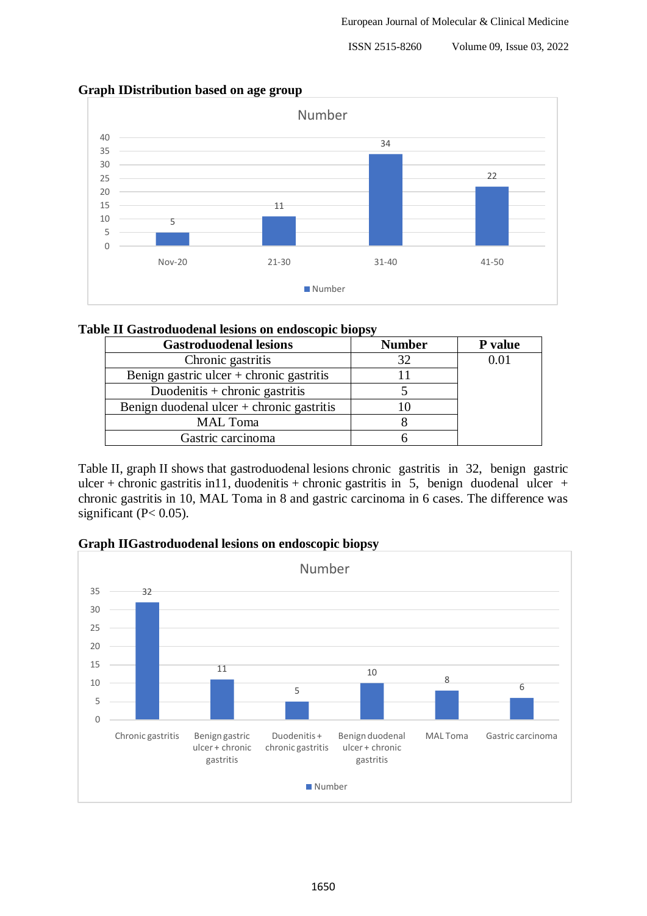**Graph IDistribution based on age group**

**Table II Gastroduodenal lesions on endoscopic biopsy**

| Gastroduodenal lesions | Number | P value |
|---|---|---|
| Chronic gastritis | 32 | 0.01 |
| Benign gastric ulcer + chronic gastritis | 11 | |
| Duodenitis + chronic gastritis | 5 | |
| Benign duodenal ulcer + chronic gastritis | 10 | |
| MAL Toma | 8 | |
| Gastric carcinoma | 6 | |

Table II, graph II shows that gastroduodenal lesions chronic gastritis in 32, benign gastric ulcer + chronic gastritis in11, duodenitis + chronic gastritis in 5, benign duodenal ulcer + chronic gastritis in 10, MAL Toma in 8 and gastric carcinoma in 6 cases. The difference was significant ($P < 0.05$).

**Graph IIGastroduodenal lesions on endoscopic biopsy**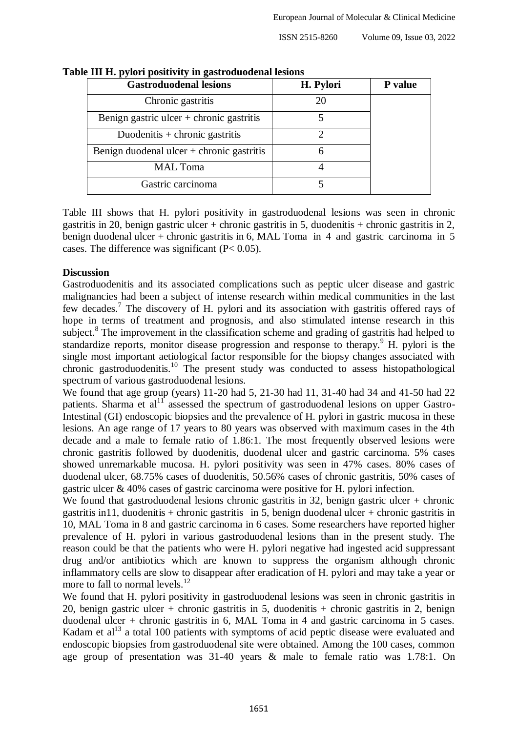**Table III H. pylori positivity in gastroduodenal lesions**

| Gastroduodenal lesions | H. Pylori | P value |
|---|---|---|
| Chronic gastritis | 20 | |
| Benign gastric ulcer + chronic gastritis | 5 | |
| Duodenitis + chronic gastritis | 2 | |
| Benign duodenal ulcer + chronic gastritis | 6 | |
| MAL Toma | 4 | |
| Gastric carcinoma | 5 | |

Table III shows that H. pylori positivity in gastroduodenal lesions was seen in chronic gastritis in 20, benign gastric ulcer + chronic gastritis in 5, duodenitis + chronic gastritis in 2, benign duodenal ulcer + chronic gastritis in 6, MAL Toma in 4 and gastric carcinoma in 5 cases. The difference was significant ($P< 0.05$).

**Discussion**

Gastroduodenitis and its associated complications such as peptic ulcer disease and gastric malignancies had been a subject of intense research within medical communities in the last few decades.[7] The discovery of H. pylori and its association with gastritis offered rays of hope in terms of treatment and prognosis, and also stimulated intense research in this subject.[8] The improvement in the classification scheme and grading of gastritis had helped to standardize reports, monitor disease progression and response to therapy.[9] H. pylori is the single most important aetiological factor responsible for the biopsy changes associated with chronic gastroduodenitis.[10] The present study was conducted to assess histopathological spectrum of various gastroduodenal lesions.

We found that age group (years) 11-20 had 5, 21-30 had 11, 31-40 had 34 and 41-50 had 22 patients. Sharma et al[11] assessed the spectrum of gastroduodenal lesions on upper Gastro-Intestinal (GI) endoscopic biopsies and the prevalence of H. pylori in gastric mucosa in these lesions. An age range of 17 years to 80 years was observed with maximum cases in the 4th decade and a male to female ratio of 1.86:1. The most frequently observed lesions were chronic gastritis followed by duodenitis, duodenal ulcer and gastric carcinoma. 5% cases showed unremarkable mucosa. H. pylori positivity was seen in 47% cases. 80% cases of duodenal ulcer, 68.75% cases of duodenitis, 50.56% cases of chronic gastritis, 50% cases of gastric ulcer & 40% cases of gastric carcinoma were positive for H. pylori infection.

We found that gastroduodenal lesions chronic gastritis in 32, benign gastric ulcer + chronic gastritis in11, duodenitis + chronic gastritis in 5, benign duodenal ulcer + chronic gastritis in 10, MAL Toma in 8 and gastric carcinoma in 6 cases. Some researchers have reported higher prevalence of H. pylori in various gastroduodenal lesions than in the present study. The reason could be that the patients who were H. pylori negative had ingested acid suppressant drug and/or antibiotics which are known to suppress the organism although chronic inflammatory cells are slow to disappear after eradication of H. pylori and may take a year or more to fall to normal levels.[12]

We found that H. pylori positivity in gastroduodenal lesions was seen in chronic gastritis in 20, benign gastric ulcer + chronic gastritis in 5, duodenitis + chronic gastritis in 2, benign duodenal ulcer + chronic gastritis in 6, MAL Toma in 4 and gastric carcinoma in 5 cases. Kadam et al[13] a total 100 patients with symptoms of acid peptic disease were evaluated and endoscopic biopsies from gastroduodenal site were obtained. Among the 100 cases, common age group of presentation was 31-40 years & male to female ratio was 1.78:1. On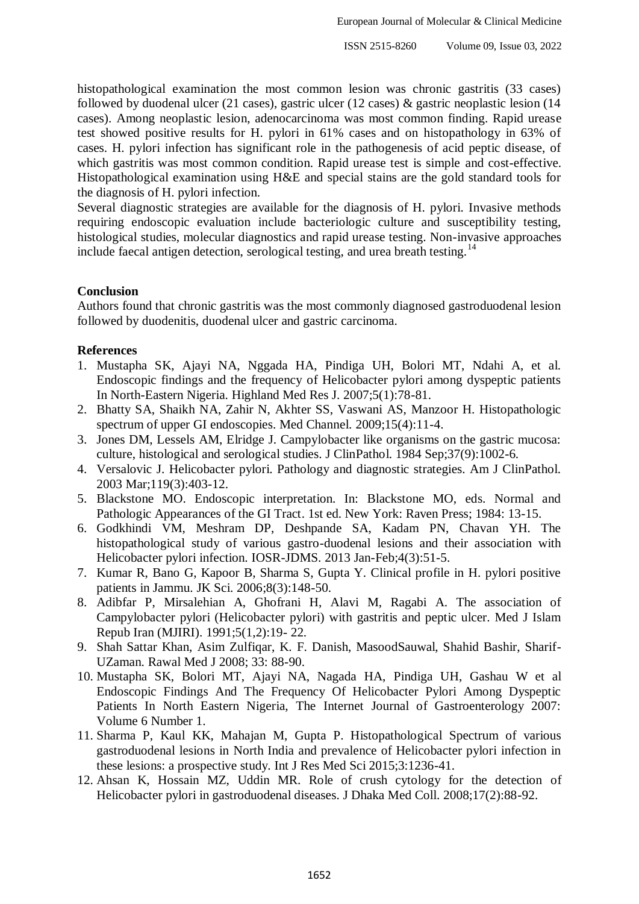histopathological examination the most common lesion was chronic gastritis (33 cases) followed by duodenal ulcer (21 cases), gastric ulcer (12 cases) & gastric neoplastic lesion (14 cases). Among neoplastic lesion, adenocarcinoma was most common finding. Rapid urease test showed positive results for H. pylori in 61% cases and on histopathology in 63% of cases. H. pylori infection has significant role in the pathogenesis of acid peptic disease, of which gastritis was most common condition. Rapid urease test is simple and cost-effective. Histopathological examination using H&E and special stains are the gold standard tools for the diagnosis of H. pylori infection.

Several diagnostic strategies are available for the diagnosis of H. pylori. Invasive methods requiring endoscopic evaluation include bacteriologic culture and susceptibility testing, histological studies, molecular diagnostics and rapid urease testing. Non-invasive approaches include faecal antigen detection, serological testing, and urea breath testing.[14]

**Conclusion**

Authors found that chronic gastritis was the most commonly diagnosed gastroduodenal lesion followed by duodenitis, duodenal ulcer and gastric carcinoma.

**References**

1. Mustapha SK, Ajayi NA, Nggada HA, Pindiga UH, Bolori MT, Ndahi A, et al. Endoscopic findings and the frequency of Helicobacter pylori among dyspeptic patients In North-Eastern Nigeria. Highland Med Res J. 2007;5(1):78-81.
2. Bhatty SA, Shaikh NA, Zahir N, Akhter SS, Vaswani AS, Manzoor H. Histopathologic spectrum of upper GI endoscopies. Med Channel. 2009;15(4):11-4.
3. Jones DM, Lessels AM, Elridge J. Campylobacter like organisms on the gastric mucosa: culture, histological and serological studies. J ClinPathol. 1984 Sep;37(9):1002-6.
4. Versalovic J. Helicobacter pylori. Pathology and diagnostic strategies. Am J ClinPathol. 2003 Mar;119(3):403-12.
5. Blackstone MO. Endoscopic interpretation. In: Blackstone MO, eds. Normal and Pathologic Appearances of the GI Tract. 1st ed. New York: Raven Press; 1984: 13-15.
6. Godkhindi VM, Meshram DP, Deshpande SA, Kadam PN, Chavan YH. The histopathological study of various gastro-duodenal lesions and their association with Helicobacter pylori infection. IOSR-JDMS. 2013 Jan-Feb;4(3):51-5.
7. Kumar R, Bano G, Kapoor B, Sharma S, Gupta Y. Clinical profile in H. pylori positive patients in Jammu. JK Sci. 2006;8(3):148-50.
8. Adibfar P, Mirsalehian A, Ghofrani H, Alavi M, Ragabi A. The association of Campylobacter pylori (Helicobacter pylori) with gastritis and peptic ulcer. Med J Islam Repub Iran (MJIRI). 1991;5(1,2):19- 22.
9. Shah Sattar Khan, Asim Zulfiqar, K. F. Danish, MasoodSauwal, Shahid Bashir, Sharif-UZaman. Rawal Med J 2008; 33: 88-90.
10. Mustapha SK, Bolori MT, Ajayi NA, Nagada HA, Pindiga UH, Gashau W et al Endoscopic Findings And The Frequency Of Helicobacter Pylori Among Dyspeptic Patients In North Eastern Nigeria, The Internet Journal of Gastroenterology 2007: Volume 6 Number 1.
11. Sharma P, Kaul KK, Mahajan M, Gupta P. Histopathological Spectrum of various gastroduodenal lesions in North India and prevalence of Helicobacter pylori infection in these lesions: a prospective study. Int J Res Med Sci 2015;3:1236-41.
12. Ahsan K, Hossain MZ, Uddin MR. Role of crush cytology for the detection of Helicobacter pylori in gastroduodenal diseases. J Dhaka Med Coll. 2008;17(2):88-92.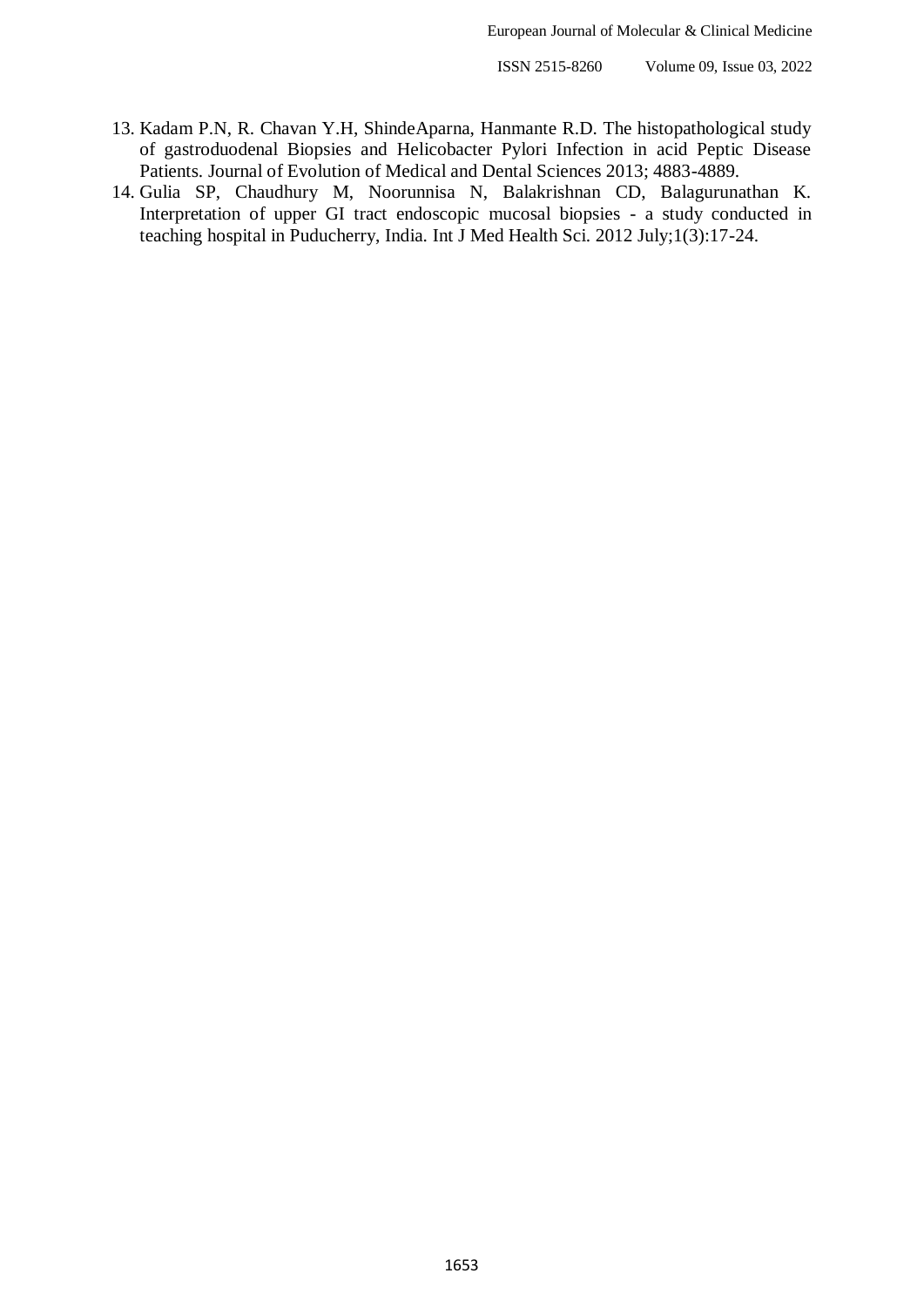13. Kadam P.N, R. Chavan Y.H, ShindeAparna, Hanmante R.D. The histopathological study of gastroduodenal Biopsies and Helicobacter Pylori Infection in acid Peptic Disease Patients. Journal of Evolution of Medical and Dental Sciences 2013; 4883-4889.
14. Gulia SP, Chaudhury M, Noorunnisa N, Balakrishnan CD, Balagurunathan K. Interpretation of upper GI tract endoscopic mucosal biopsies - a study conducted in teaching hospital in Puducherry, India. Int J Med Health Sci. 2012 July;1(3):17-24.